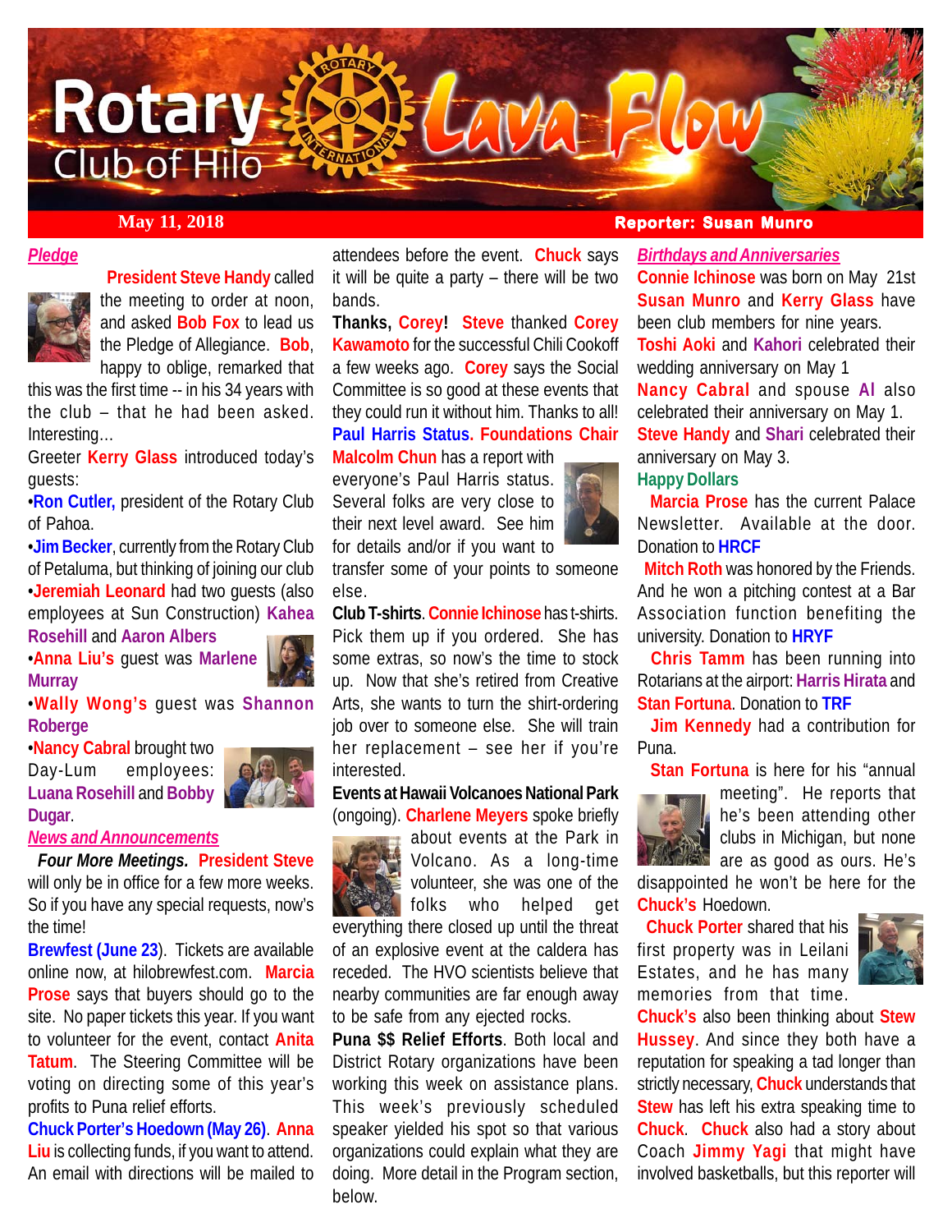# Rotary Club of Hilo Lava Flow

**May 11, 2018** — **Reporter: Susan Munro**

## *Pledge*

**President Steve Handy** called the meeting to order at noon, and asked **Bob Fox** to lead us the Pledge of Allegiance. **Bob**, happy to oblige, remarked that this was the first time -- in his 34 years with the club – that he had been asked. Interesting…

Greeter **Kerry Glass** introduced today's guests:

•**Ron Cutler,** president of the Rotary Club of Pahoa.

•**Jim Becker**, currently from the Rotary Club of Petaluma, but thinking of joining our club

•**Jeremiah Leonard** had two guests (also employees at Sun Construction) **Kahea Rosehill** and **Aaron Albers**

•**Anna Liu's** guest was **Marlene Murray**

•**Wally Wong's** guest was **Shannon Roberge**

•**Nancy Cabral** brought two Day-Lum employees: **Luana Rosehill** and **Bobby Dugar**.

## *News and Announcements*

***Four More Meetings.*** **President Steve** will only be in office for a few more weeks. So if you have any special requests, now's the time!

**Brewfest (June 23**). Tickets are available online now, at hilobrewfest.com. **Marcia Prose** says that buyers should go to the site. No paper tickets this year. If you want to volunteer for the event, contact **Anita Tatum**. The Steering Committee will be voting on directing some of this year's profits to Puna relief efforts.

**Chuck Porter's Hoedown (May 26)**. **Anna Liu** is collecting funds, if you want to attend. An email with directions will be mailed to attendees before the event. **Chuck** says it will be quite a party – there will be two bands.

**Thanks, Corey!** **Steve** thanked **Corey Kawamoto** for the successful Chili Cookoff a few weeks ago. **Corey** says the Social Committee is so good at these events that they could run it without him. Thanks to all!

**Paul Harris Status. Foundations Chair Malcolm Chun** has a report with everyone's Paul Harris status. Several folks are very close to their next level award. See him for details and/or if you want to transfer some of your points to someone else.

**Club T-shirts**. **Connie Ichinose** has t-shirts. Pick them up if you ordered. She has some extras, so now's the time to stock up. Now that she's retired from Creative Arts, she wants to turn the shirt-ordering job over to someone else. She will train her replacement – see her if you're interested.

**Events at Hawaii Volcanoes National Park** (ongoing). **Charlene Meyers** spoke briefly about events at the Park in Volcano. As a long-time volunteer, she was one of the folks who helped get everything there closed up until the threat of an explosive event at the caldera has receded. The HVO scientists believe that nearby communities are far enough away to be safe from any ejected rocks.

**Puna $$ Relief Efforts**. Both local and District Rotary organizations have been working this week on assistance plans. This week's previously scheduled speaker yielded his spot so that various organizations could explain what they are doing. More detail in the Program section, below.

## *Birthdays and Anniversaries*

**Connie Ichinose** was born on May 21st

**Susan Munro** and **Kerry Glass** have been club members for nine years.

**Toshi Aoki** and **Kahori** celebrated their wedding anniversary on May 1

**Nancy Cabral** and spouse **Al** also celebrated their anniversary on May 1.

**Steve Handy** and **Shari** celebrated their anniversary on May 3.

## Happy Dollars

**Marcia Prose** has the current Palace Newsletter. Available at the door. Donation to **HRCF**

**Mitch Roth** was honored by the Friends. And he won a pitching contest at a Bar Association function benefiting the university. Donation to **HRYF**

**Chris Tamm** has been running into Rotarians at the airport: **Harris Hirata** and **Stan Fortuna**. Donation to **TRF**

**Jim Kennedy** had a contribution for Puna.

**Stan Fortuna** is here for his "annual meeting". He reports that he's been attending other clubs in Michigan, but none are as good as ours. He's disappointed he won't be here for the **Chuck's** Hoedown.

**Chuck Porter** shared that his first property was in Leilani Estates, and he has many memories from that time. **Chuck's** also been thinking about **Stew Hussey**. And since they both have a reputation for speaking a tad longer than strictly necessary, **Chuck** understands that **Stew** has left his extra speaking time to **Chuck**. **Chuck** also had a story about Coach **Jimmy Yagi** that might have involved basketballs, but this reporter will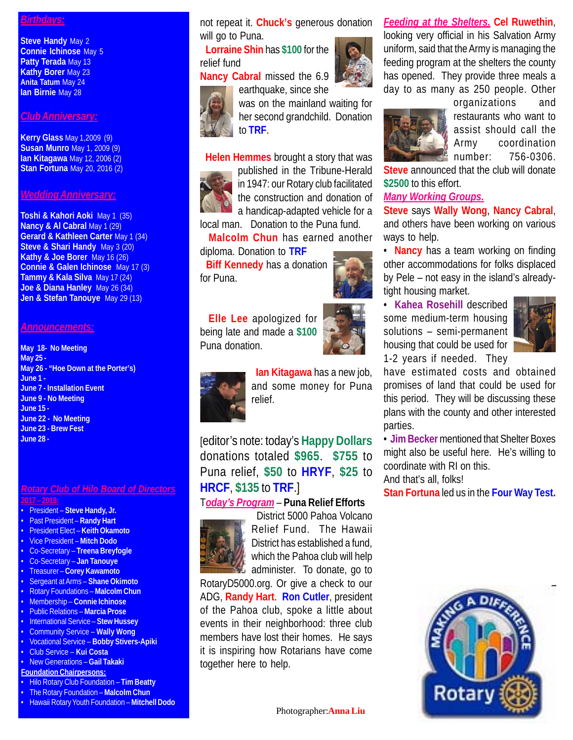## *Birthdays:*

**Steve Handy** May 2
**Connie Ichinose** May 5
**Patty Terada** May 13
**Kathy Borer** May 23
**Anita Tatum** May 24
**Ian Birnie** May 28

## *Club Anniversary:*

**Kerry Glass** May 1,2009 (9)
**Susan Munro** May 1, 2009 (9)
**Ian Kitagawa** May 12, 2006 (2)
**Stan Fortuna** May 20, 2016 (2)

## *Wedding Anniversary:*

**Toshi & Kahori Aoki** May 1 (35)
**Nancy & Al Cabral** May 1 (29)
**Gerard & Kathleen Carter** May 1 (34)
**Steve & Shari Handy** May 3 (20)
**Kathy & Joe Borer** May 16 (26)
**Connie & Galen Ichinose** May 17 (3)
**Tammy & Kala Silva** May 17 (24)
**Joe & Diana Hanley** May 26 (34)
**Jen & Stefan Tanouye** May 29 (13)

## *Announcements:*

**May 18- No Meeting**
**May 25 -**
**May 26 - "Hoe Down at the Porter's)**
**June 1 -**
**June 7 - Installation Event**
**June 9 - No Meeting**
**June 15 -**
**June 22 - No Meeting**
**June 23 - Brew Fest**
**June 28 -**

## *Rotary Club of Hilo Board of Directors*

**2017 – 2018:**

- President – **Steve Handy, Jr.**
- Past President – **Randy Hart**
- President Elect – **Keith Okamoto**
- Vice President – **Mitch Dodo**
- Co-Secretary – **Treena Breyfogle**
- Co-Secretary – **Jan Tanouye**
- Treasurer – **Corey Kawamoto**
- Sergeant at Arms – **Shane Okimoto**
- Rotary Foundations – **Malcolm Chun**
- Membership – **Connie Ichinose**
- Public Relations – **Marcia Prose**
- International Service – **Stew Hussey**
- Community Service – **Wally Wong**
- Vocational Service – **Bobby Stivers-Apiki**
- Club Service – **Kui Costa**
- New Generations – **Gail Takaki**

**Foundation Chairpersons:**

- Hilo Rotary Club Foundation – **Tim Beatty**
- The Rotary Foundation – **Malcolm Chun**
- Hawaii Rotary Youth Foundation – **Mitchell Dodo**

not repeat it. **Chuck's** generous donation will go to Puna.

**Lorraine Shin** has **$100** for the relief fund

**Nancy Cabral** missed the 6.9 earthquake, since she was on the mainland waiting for her second grandchild. Donation to **TRF**.

**Helen Hemmes** brought a story that was published in the Tribune-Herald in 1947: our Rotary club facilitated the construction and donation of a handicap-adapted vehicle for a local man. Donation to the Puna fund.

**Malcolm Chun** has earned another diploma. Donation to **TRF**

**Biff Kennedy** has a donation for Puna.

**Elle Lee** apologized for being late and made a **$100** Puna donation.

**Ian Kitagawa** has a new job, and some money for Puna relief.

[editor's note: today's **Happy Dollars** donations totaled **$965**. **$755** to Puna relief, **$50** to **HRYF**, **$25** to **HRCF**, **$135** to **TRF**.]

***Today's Program*** – **Puna Relief Efforts**

District 5000 Pahoa Volcano Relief Fund. The Hawaii District has established a fund, which the Pahoa club will help administer. To donate, go to RotaryD5000.org. Or give a check to our ADG, **Randy Hart**. **Ron Cutler**, president of the Pahoa club, spoke a little about events in their neighborhood: three club members have lost their homes. He says it is inspiring how Rotarians have come together here to help.

***Feeding at the Shelters.*** **Cel Ruwethin**, looking very official in his Salvation Army uniform, said that the Army is managing the feeding program at the shelters the county has opened. They provide three meals a day to as many as 250 people. Other organizations and restaurants who want to assist should call the Army coordination number: 756-0306. **Steve** announced that the club will donate **$2500** to this effort.

***Many Working Groups.***

**Steve** says **Wally Wong**, **Nancy Cabral**, and others have been working on various ways to help.

- **Nancy** has a team working on finding other accommodations for folks displaced by Pele – not easy in the island's already-tight housing market.
- **Kahea Rosehill** described some medium-term housing solutions – semi-permanent housing that could be used for 1-2 years if needed. They have estimated costs and obtained promises of land that could be used for this period. They will be discussing these plans with the county and other interested parties.
- **Jim Becker** mentioned that Shelter Boxes might also be useful here. He's willing to coordinate with RI on this.

And that's all, folks!

**Stan Fortuna** led us in the **Four Way Test.**

Photographer: **Anna Liu**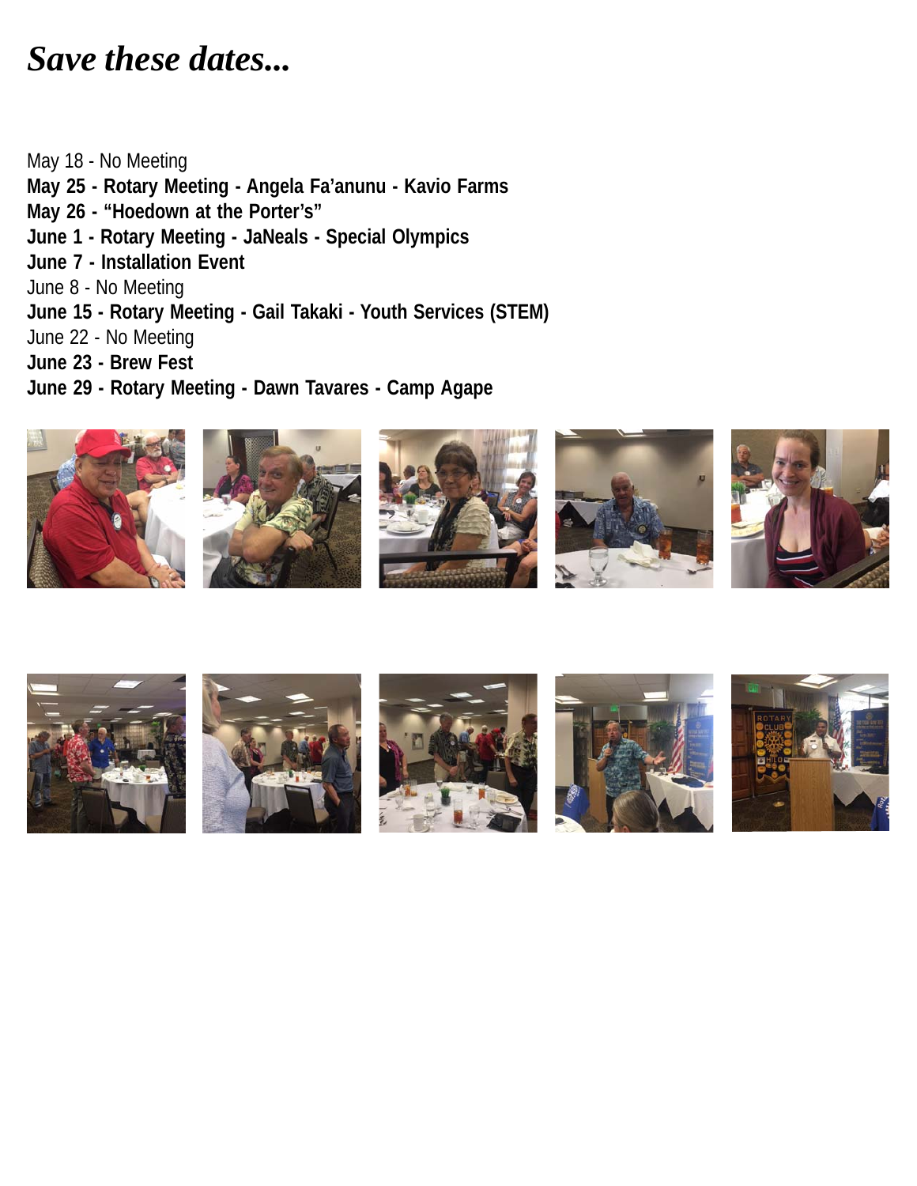# *Save these dates...*

May 18 - No Meeting
**May 25 - Rotary Meeting - Angela Fa'anunu - Kavio Farms**
**May 26 - "Hoedown at the Porter's"**
**June 1 - Rotary Meeting - JaNeals - Special Olympics**
**June 7 - Installation Event**
June 8 - No Meeting
**June 15 - Rotary Meeting - Gail Takaki - Youth Services (STEM)**
June 22 - No Meeting
**June 23 - Brew Fest**
**June 29 - Rotary Meeting - Dawn Tavares - Camp Agape**